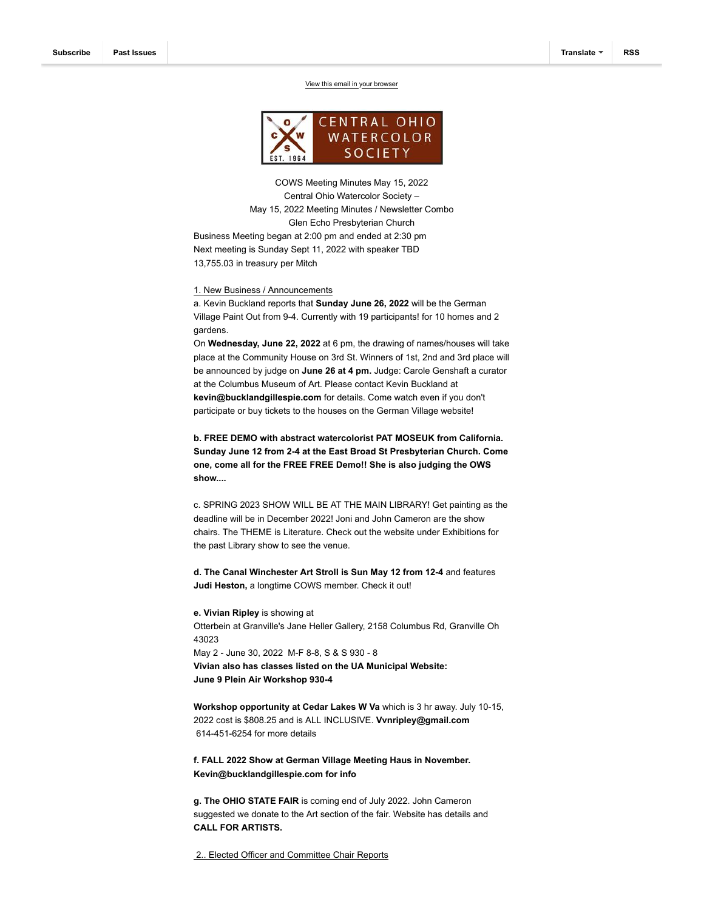Subscribe | Past Issues | Translate | RSS

View this email in your browser

CENTRAL OHIO WATERCOLOR SOCIETY

COWS Meeting Minutes May 15, 2022
Central Ohio Watercolor Society –
May 15, 2022 Meeting Minutes / Newsletter Combo
Glen Echo Presbyterian Church

Business Meeting began at 2:00 pm and ended at 2:30 pm
Next meeting is Sunday Sept 11, 2022 with speaker TBD
13,755.03 in treasury per Mitch

1. New Business / Announcements

a. Kevin Buckland reports that **Sunday June 26, 2022** will be the German Village Paint Out from 9-4. Currently with 19 participants! for 10 homes and 2 gardens.
On **Wednesday, June 22, 2022** at 6 pm, the drawing of names/houses will take place at the Community House on 3rd St. Winners of 1st, 2nd and 3rd place will be announced by judge on **June 26 at 4 pm.** Judge: Carole Genshaft a curator at the Columbus Museum of Art. Please contact Kevin Buckland at **kevin@bucklandgillespie.com** for details. Come watch even if you don't participate or buy tickets to the houses on the German Village website!

**b. FREE DEMO with abstract watercolorist PAT MOSEUK from California. Sunday June 12 from 2-4 at the East Broad St Presbyterian Church. Come one, come all for the FREE FREE Demo!! She is also judging the OWS show....**

c. SPRING 2023 SHOW WILL BE AT THE MAIN LIBRARY! Get painting as the deadline will be in December 2022! Joni and John Cameron are the show chairs. The THEME is Literature. Check out the website under Exhibitions for the past Library show to see the venue.

**d. The Canal Winchester Art Stroll is Sun May 12 from 12-4** and features **Judi Heston,** a longtime COWS member. Check it out!

**e. Vivian Ripley** is showing at
Otterbein at Granville's Jane Heller Gallery, 2158 Columbus Rd, Granville Oh 43023
May 2 - June 30, 2022 M-F 8-8, S & S 930 - 8
**Vivian also has classes listed on the UA Municipal Website:**
**June 9 Plein Air Workshop 930-4**

**Workshop opportunity at Cedar Lakes W Va** which is 3 hr away. July 10-15, 2022 cost is $808.25 and is ALL INCLUSIVE. **Vvnripley@gmail.com** 614-451-6254 for more details

**f. FALL 2022 Show at German Village Meeting Haus in November. Kevin@bucklandgillespie.com for info**

**g. The OHIO STATE FAIR** is coming end of July 2022. John Cameron suggested we donate to the Art section of the fair. Website has details and **CALL FOR ARTISTS.**

2.. Elected Officer and Committee Chair Reports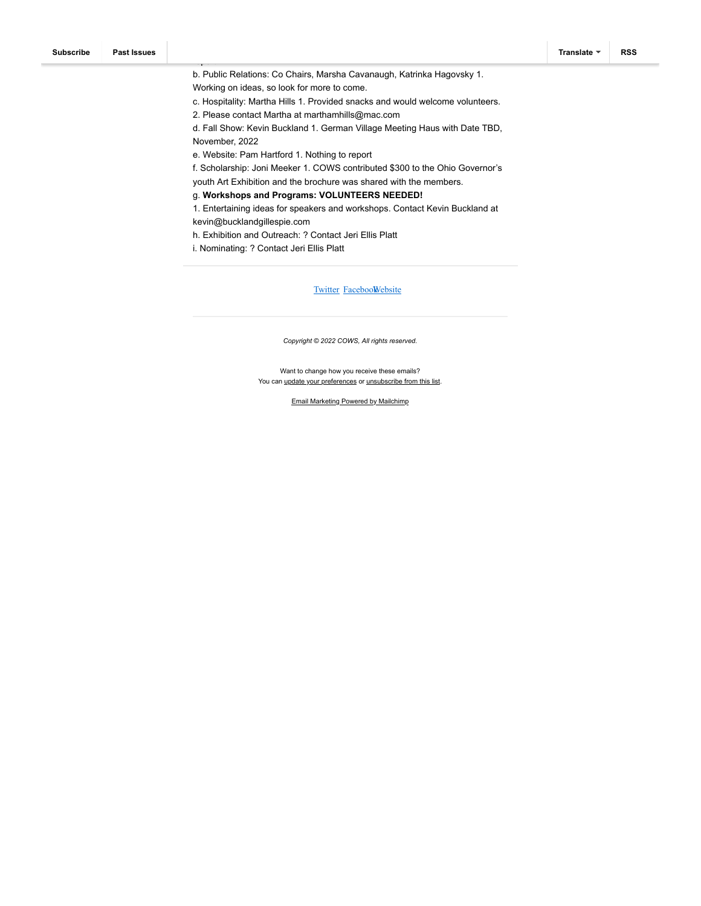b. Public Relations: Co Chairs, Marsha Cavanaugh, Katrinka Hagovsky 1. Working on ideas, so look for more to come.

c. Hospitality: Martha Hills 1. Provided snacks and would welcome volunteers.

2. Please contact Martha at marthamhills@mac.com

d. Fall Show: Kevin Buckland 1. German Village Meeting Haus with Date TBD, November, 2022

e. Website: Pam Hartford 1. Nothing to report

f. Scholarship: Joni Meeker 1. COWS contributed $300 to the Ohio Governor's youth Art Exhibition and the brochure was shared with the members.

g. **Workshops and Programs: VOLUNTEERS NEEDED!**

1. Entertaining ideas for speakers and workshops. Contact Kevin Buckland at kevin@bucklandgillespie.com

h. Exhibition and Outreach: ? Contact Jeri Ellis Platt

i. Nominating: ? Contact Jeri Ellis Platt

Twitter Facebook Website

*Copyright © 2022 COWS, All rights reserved.*

Want to change how you receive these emails?
You can update your preferences or unsubscribe from this list.

Email Marketing Powered by Mailchimp